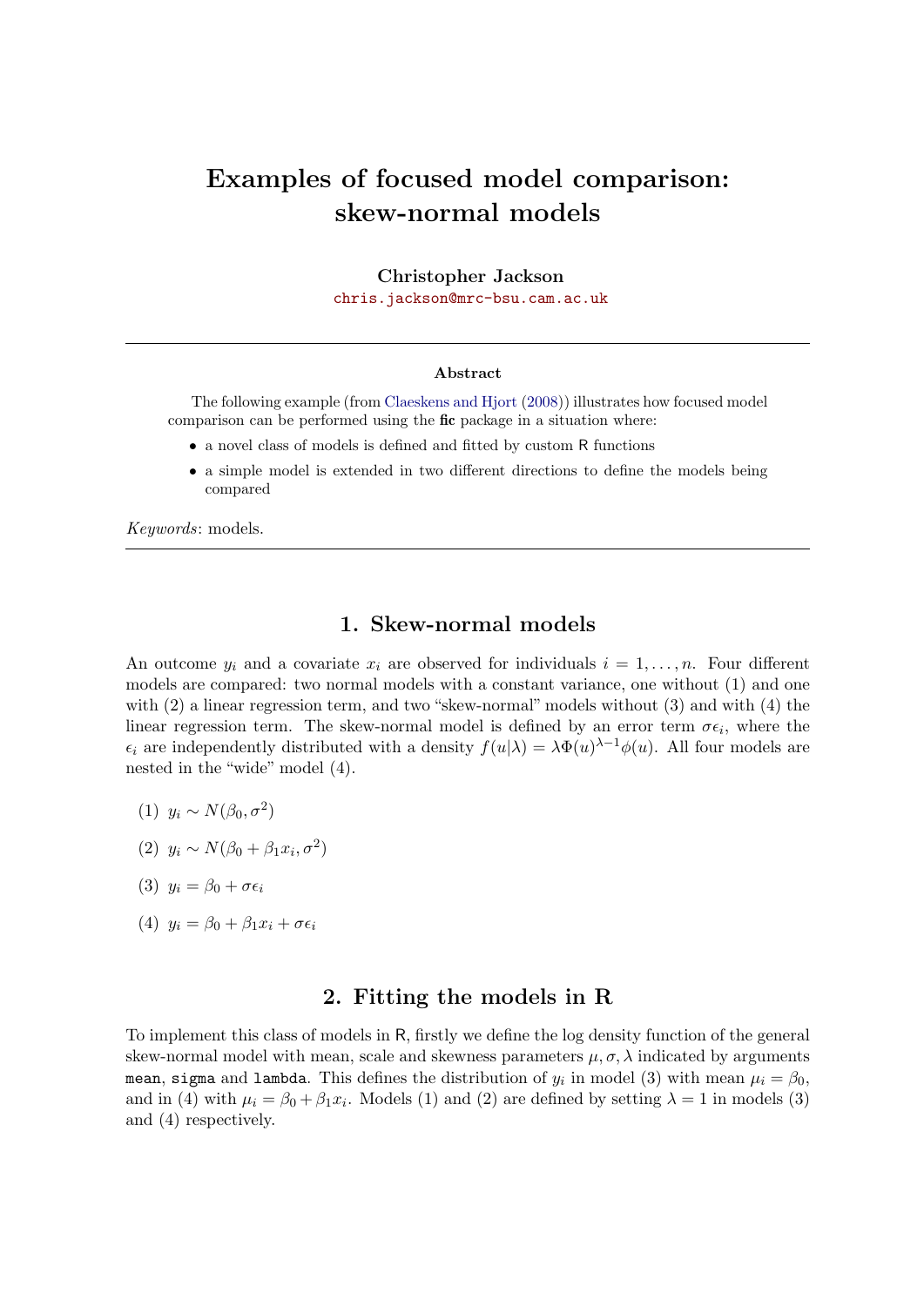# Examples of focused model comparison: skew-normal models

**Christopher Jackson**
chris.jackson@mrc-bsu.cam.ac.uk

---

**Abstract**

The following example (from Claeskens and Hjort (2008)) illustrates how focused model comparison can be performed using the **fic** package in a situation where:

- a novel class of models is defined and fitted by custom R functions
- a simple model is extended in two different directions to define the models being compared

*Keywords*: models.

---

## 1. Skew-normal models

An outcome $y_i$ and a covariate $x_i$ are observed for individuals $i = 1, \ldots, n$. Four different models are compared: two normal models with a constant variance, one without (1) and one with (2) a linear regression term, and two "skew-normal" models without (3) and with (4) the linear regression term. The skew-normal model is defined by an error term $\sigma\epsilon_i$, where the $\epsilon_i$ are independently distributed with a density $f(u|\lambda) = \lambda\Phi(u)^{\lambda-1}\phi(u)$. All four models are nested in the "wide" model (4).

(1) $y_i \sim N(\beta_0, \sigma^2)$

(2) $y_i \sim N(\beta_0 + \beta_1 x_i, \sigma^2)$

(3) $y_i = \beta_0 + \sigma\epsilon_i$

(4) $y_i = \beta_0 + \beta_1 x_i + \sigma\epsilon_i$

## 2. Fitting the models in R

To implement this class of models in R, firstly we define the log density function of the general skew-normal model with mean, scale and skewness parameters $\mu, \sigma, \lambda$ indicated by arguments `mean`, `sigma` and `lambda`. This defines the distribution of $y_i$ in model (3) with mean $\mu_i = \beta_0$, and in (4) with $\mu_i = \beta_0 + \beta_1 x_i$. Models (1) and (2) are defined by setting $\lambda = 1$ in models (3) and (4) respectively.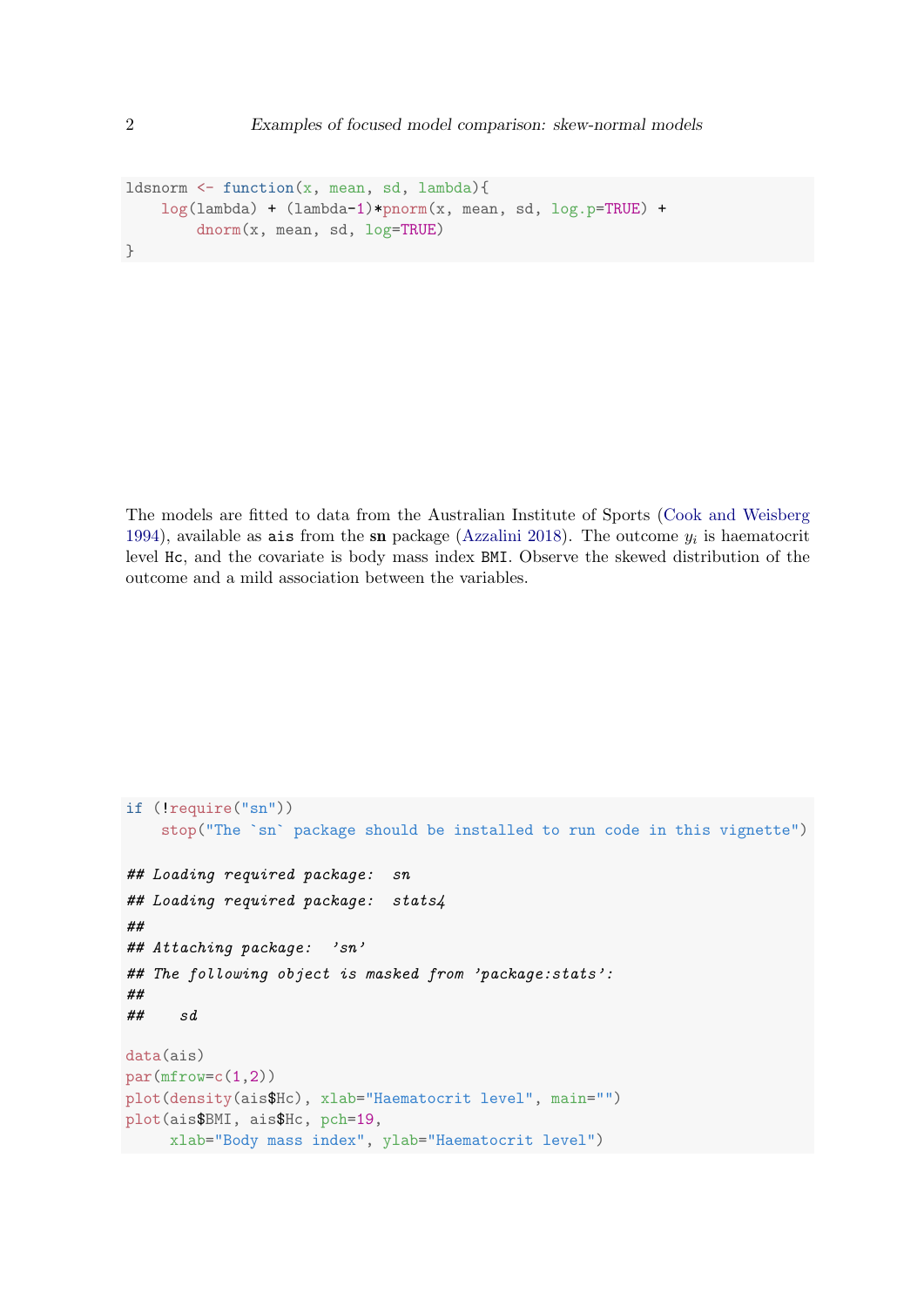```r
ldsnorm <- function(x, mean, sd, lambda){
    log(lambda) + (lambda-1)*pnorm(x, mean, sd, log.p=TRUE) +
        dnorm(x, mean, sd, log=TRUE)
}
```

The models are fitted to data from the Australian Institute of Sports (Cook and Weisberg 1994), available as `ais` from the **sn** package (Azzalini 2018). The outcome $y_i$ is haematocrit level `Hc`, and the covariate is body mass index `BMI`. Observe the skewed distribution of the outcome and a mild association between the variables.

```r
if (!require("sn"))
    stop("The `sn` package should be installed to run code in this vignette")

## Loading required package:  sn
## Loading required package:  stats4
##
## Attaching package:  'sn'
## The following object is masked from 'package:stats':
##
##    sd

data(ais)
par(mfrow=c(1,2))
plot(density(ais$Hc), xlab="Haematocrit level", main="")
plot(ais$BMI, ais$Hc, pch=19,
     xlab="Body mass index", ylab="Haematocrit level")
```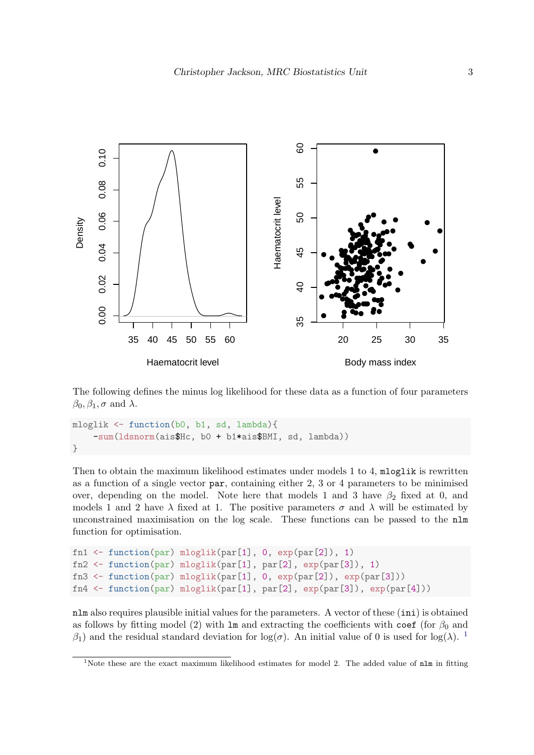The following defines the minus log likelihood for these data as a function of four parameters $\beta_0, \beta_1, \sigma$ and $\lambda$.

```
mloglik <- function(b0, b1, sd, lambda){
    -sum(ldsnorm(ais$Hc, b0 + b1*ais$BMI, sd, lambda))
}
```

Then to obtain the maximum likelihood estimates under models 1 to 4, `mloglik` is rewritten as a function of a single vector `par`, containing either 2, 3 or 4 parameters to be minimised over, depending on the model. Note here that models 1 and 3 have $\beta_2$ fixed at 0, and models 1 and 2 have $\lambda$ fixed at 1. The positive parameters $\sigma$ and $\lambda$ will be estimated by unconstrained maximisation on the log scale. These functions can be passed to the `nlm` function for optimisation.

```
fn1 <- function(par) mloglik(par[1], 0, exp(par[2]), 1)
fn2 <- function(par) mloglik(par[1], par[2], exp(par[3]), 1)
fn3 <- function(par) mloglik(par[1], 0, exp(par[2]), exp(par[3]))
fn4 <- function(par) mloglik(par[1], par[2], exp(par[3]), exp(par[4]))
```

`nlm` also requires plausible initial values for the parameters. A vector of these (`ini`) is obtained as follows by fitting model (2) with `lm` and extracting the coefficients with `coef` (for $\beta_0$ and $\beta_1$) and the residual standard deviation for $\log(\sigma)$. An initial value of 0 is used for $\log(\lambda)$. [1]

[1]Note these are the exact maximum likelihood estimates for model 2. The added value of `nlm` in fitting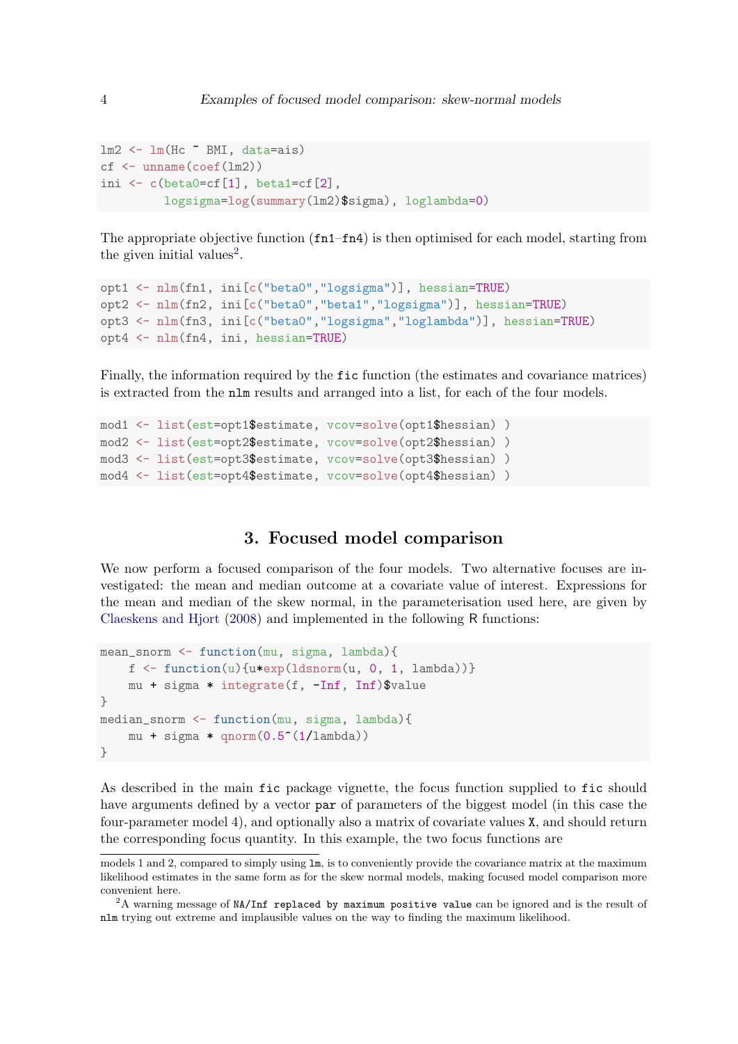```
lm2 <- lm(Hc ~ BMI, data=ais)
cf <- unname(coef(lm2))
ini <- c(beta0=cf[1], beta1=cf[2],
         logsigma=log(summary(lm2)$sigma), loglambda=0)
```

The appropriate objective function (`fn1`–`fn4`) is then optimised for each model, starting from the given initial values[2].

```
opt1 <- nlm(fn1, ini[c("beta0","logsigma")], hessian=TRUE)
opt2 <- nlm(fn2, ini[c("beta0","beta1","logsigma")], hessian=TRUE)
opt3 <- nlm(fn3, ini[c("beta0","logsigma","loglambda")], hessian=TRUE)
opt4 <- nlm(fn4, ini, hessian=TRUE)
```

Finally, the information required by the `fic` function (the estimates and covariance matrices) is extracted from the `nlm` results and arranged into a list, for each of the four models.

```
mod1 <- list(est=opt1$estimate, vcov=solve(opt1$hessian) )
mod2 <- list(est=opt2$estimate, vcov=solve(opt2$hessian) )
mod3 <- list(est=opt3$estimate, vcov=solve(opt3$hessian) )
mod4 <- list(est=opt4$estimate, vcov=solve(opt4$hessian) )
```

## 3. Focused model comparison

We now perform a focused comparison of the four models. Two alternative focuses are investigated: the mean and median outcome at a covariate value of interest. Expressions for the mean and median of the skew normal, in the parameterisation used here, are given by Claeskens and Hjort (2008) and implemented in the following R functions:

```
mean_snorm <- function(mu, sigma, lambda){
    f <- function(u){u*exp(ldsnorm(u, 0, 1, lambda))}
    mu + sigma * integrate(f, -Inf, Inf)$value
}
median_snorm <- function(mu, sigma, lambda){
    mu + sigma * qnorm(0.5^(1/lambda))
}
```

As described in the main `fic` package vignette, the focus function supplied to `fic` should have arguments defined by a vector `par` of parameters of the biggest model (in this case the four-parameter model 4), and optionally also a matrix of covariate values `X`, and should return the corresponding focus quantity. In this example, the two focus functions are

models 1 and 2, compared to simply using `lm`, is to conveniently provide the covariance matrix at the maximum likelihood estimates in the same form as for the skew normal models, making focused model comparison more convenient here.

[2] A warning message of `NA/Inf replaced by maximum positive value` can be ignored and is the result of `nlm` trying out extreme and implausible values on the way to finding the maximum likelihood.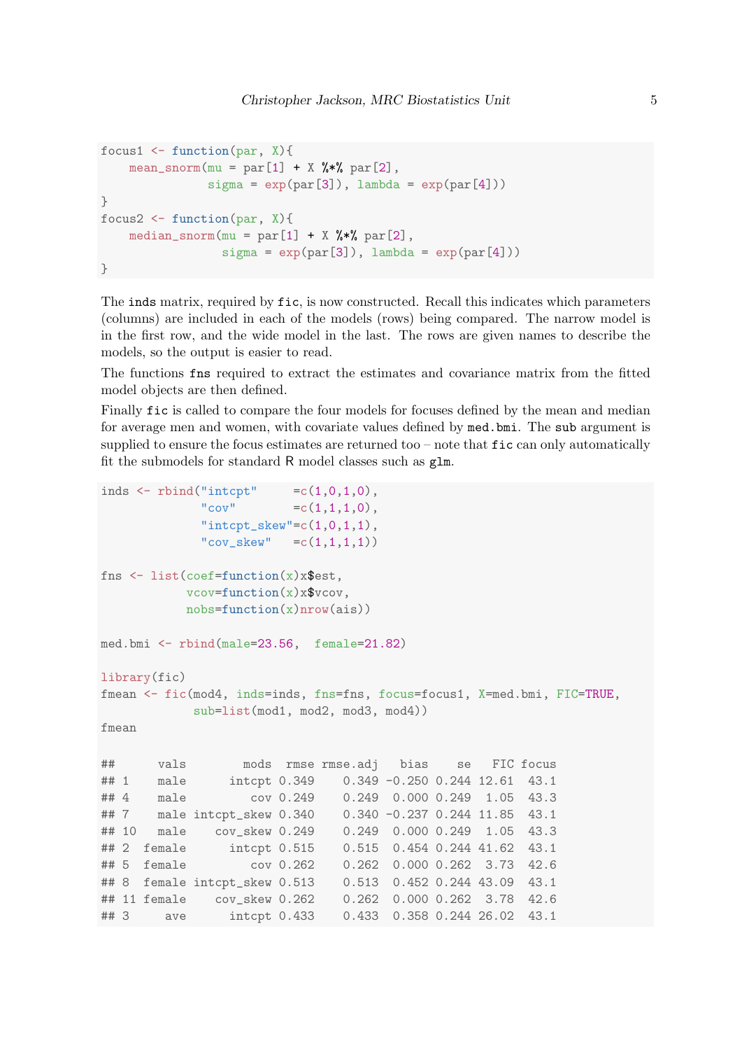```
focus1 <- function(par, X){
    mean_snorm(mu = par[1] + X %*% par[2],
               sigma = exp(par[3]), lambda = exp(par[4]))
}
focus2 <- function(par, X){
    median_snorm(mu = par[1] + X %*% par[2],
                 sigma = exp(par[3]), lambda = exp(par[4]))
}
```

The `inds` matrix, required by `fic`, is now constructed. Recall this indicates which parameters (columns) are included in each of the models (rows) being compared. The narrow model is in the first row, and the wide model in the last. The rows are given names to describe the models, so the output is easier to read.

The functions `fns` required to extract the estimates and covariance matrix from the fitted model objects are then defined.

Finally `fic` is called to compare the four models for focuses defined by the mean and median for average men and women, with covariate values defined by `med.bmi`. The `sub` argument is supplied to ensure the focus estimates are returned too – note that `fic` can only automatically fit the submodels for standard R model classes such as `glm`.

```
inds <- rbind("intcpt"     =c(1,0,1,0),
              "cov"        =c(1,1,1,0),
              "intcpt_skew"=c(1,0,1,1),
              "cov_skew"   =c(1,1,1,1))

fns <- list(coef=function(x)x$est,
            vcov=function(x)x$vcov,
            nobs=function(x)nrow(ais))

med.bmi <- rbind(male=23.56,  female=21.82)

library(fic)
fmean <- fic(mod4, inds=inds, fns=fns, focus=focus1, X=med.bmi, FIC=TRUE,
             sub=list(mod1, mod2, mod3, mod4))
fmean

##      vals        mods  rmse rmse.adj   bias    se   FIC focus
## 1    male      intcpt 0.349    0.349 -0.250 0.244 12.61  43.1
## 4    male         cov 0.249    0.249  0.000 0.249  1.05  43.3
## 7    male intcpt_skew 0.340    0.340 -0.237 0.244 11.85  43.1
## 10   male    cov_skew 0.249    0.249  0.000 0.249  1.05  43.3
## 2  female      intcpt 0.515    0.515  0.454 0.244 41.62  43.1
## 5  female         cov 0.262    0.262  0.000 0.262  3.73  42.6
## 8  female intcpt_skew 0.513    0.513  0.452 0.244 43.09  43.1
## 11 female    cov_skew 0.262    0.262  0.000 0.262  3.78  42.6
## 3     ave      intcpt 0.433    0.433  0.358 0.244 26.02  43.1
```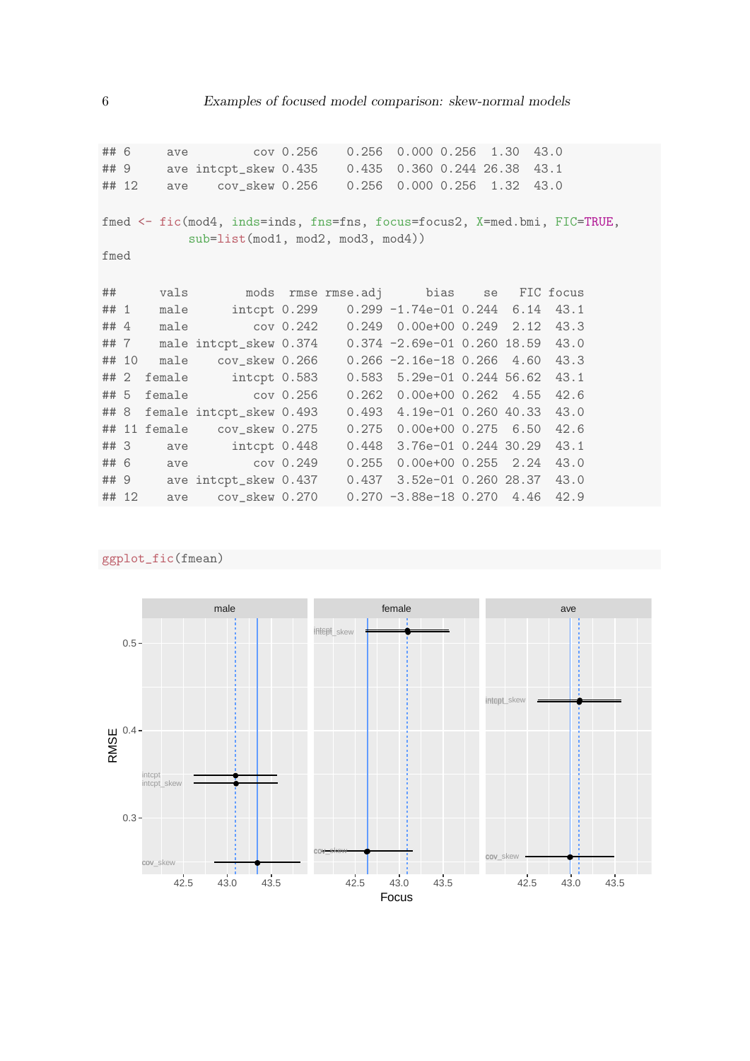```
## 6      ave          cov 0.256    0.256  0.000 0.256  1.30  43.0
## 9      ave intcpt_skew 0.435    0.435  0.360 0.244 26.38  43.1
## 12     ave     cov_skew 0.256    0.256  0.000 0.256  1.32  43.0
```

```
fmed <- fic(mod4, inds=inds, fns=fns, focus=focus2, X=med.bmi, FIC=TRUE,
            sub=list(mod1, mod2, mod3, mod4))
fmed
```

```
##       vals        mods  rmse rmse.adj      bias    se   FIC focus
## 1     male      intcpt 0.299    0.299 -1.74e-01 0.244  6.14  43.1
## 4     male         cov 0.242    0.249  0.00e+00 0.249  2.12  43.3
## 7     male intcpt_skew 0.374    0.374 -2.69e-01 0.260 18.59  43.0
## 10    male    cov_skew 0.266    0.266 -2.16e-18 0.266  4.60  43.3
## 2   female      intcpt 0.583    0.583  5.29e-01 0.244 56.62  43.1
## 5   female         cov 0.256    0.262  0.00e+00 0.262  4.55  42.6
## 8   female intcpt_skew 0.493    0.493  4.19e-01 0.260 40.33  43.0
## 11  female    cov_skew 0.275    0.275  0.00e+00 0.275  6.50  42.6
## 3      ave      intcpt 0.448    0.448  3.76e-01 0.244 30.29  43.1
## 6      ave         cov 0.249    0.255  0.00e+00 0.255  2.24  43.0
## 9      ave intcpt_skew 0.437    0.437  3.52e-01 0.260 28.37  43.0
## 12     ave    cov_skew 0.270    0.270 -3.88e-18 0.270  4.46  42.9
```

```
ggplot_fic(fmean)
```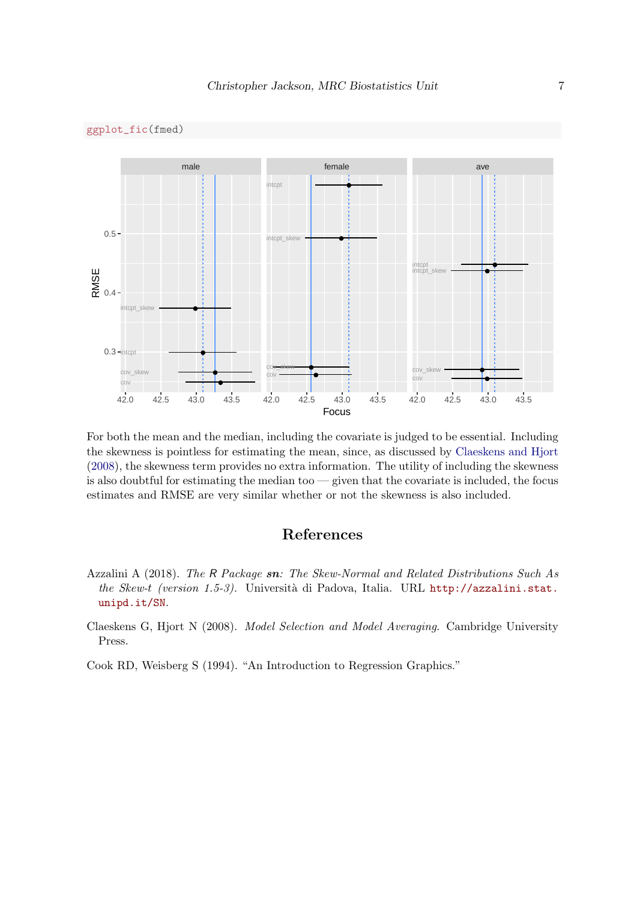```
ggplot_fic(fmed)
```

male

female

ave

RMSE

0.5

0.4

0.3

intcpt_skew

intcpt

cov_skew

cov

intcpt

intcpt_skew

cov_skew

cov

intcpt

intcpt_skew

cov_skew

cov

42.0 42.5 43.0 43.5

42.0 42.5 43.0 43.5

42.0 42.5 43.0 43.5

Focus

For both the mean and the median, including the covariate is judged to be essential. Including the skewness is pointless for estimating the mean, since, as discussed by Claeskens and Hjort (2008), the skewness term provides no extra information. The utility of including the skewness is also doubtful for estimating the median too — given that the covariate is included, the focus estimates and RMSE are very similar whether or not the skewness is also included.

## References

Azzalini A (2018). *The R Package **sn**: The Skew-Normal and Related Distributions Such As the Skew-t (version 1.5-3).* Università di Padova, Italia. URL `http://azzalini.stat.unipd.it/SN`.

Claeskens G, Hjort N (2008). *Model Selection and Model Averaging.* Cambridge University Press.

Cook RD, Weisberg S (1994). "An Introduction to Regression Graphics."